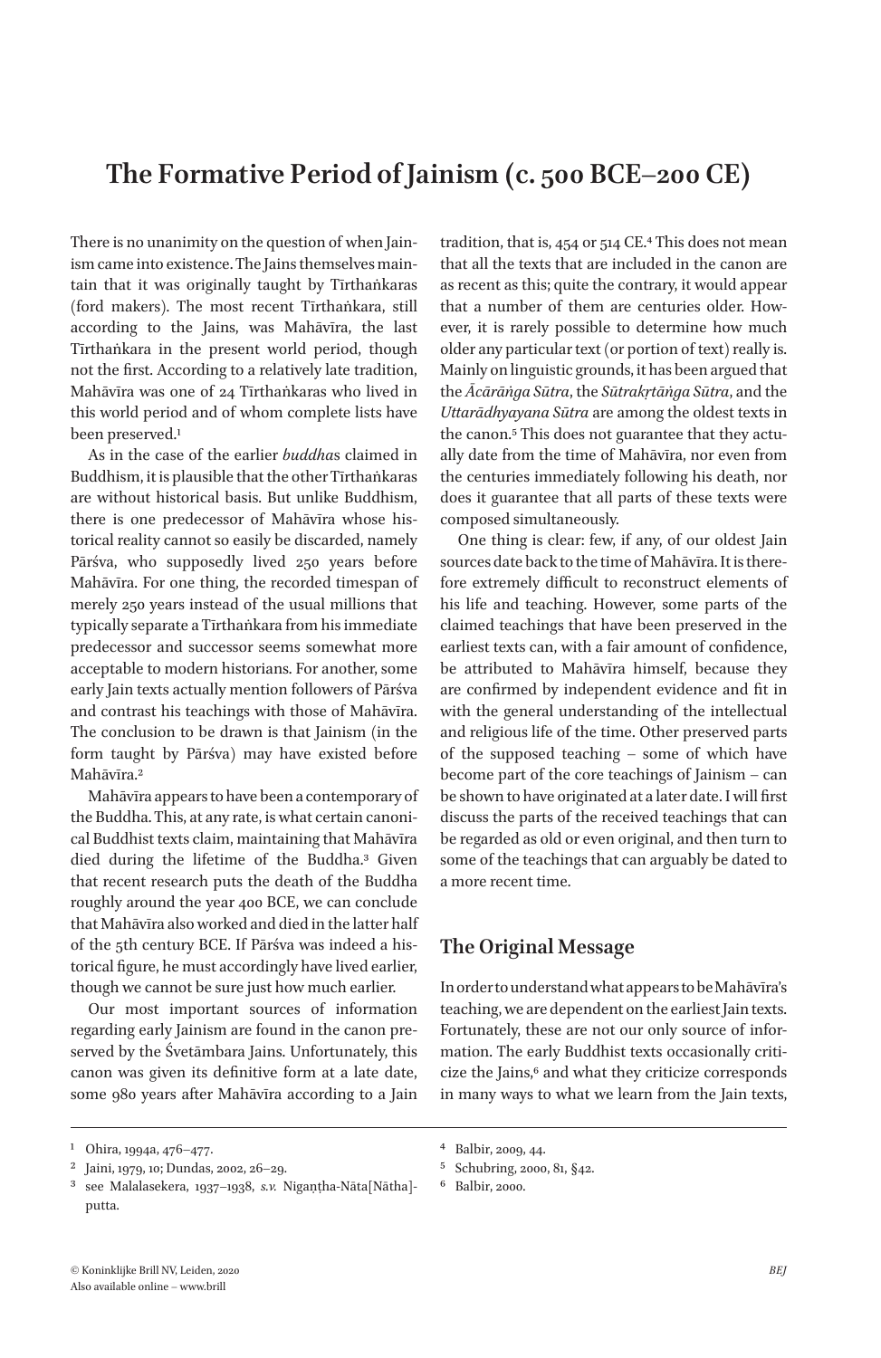# The Formative Period of Jainism (c. 500 BCE–200 CE)

There is no unanimity on the question of when Jainism came into existence. The Jains themselves maintain that it was originally taught by Tīrthaṅkaras (ford makers). The most recent Tīrthaṅkara, still according to the Jains, was Mahāvīra, the last Tīrthaṅkara in the present world period, though not the first. According to a relatively late tradition, Mahāvīra was one of 24 Tīrthaṅkaras who lived in this world period and of whom complete lists have been preserved.[1]

As in the case of the earlier *buddha*s claimed in Buddhism, it is plausible that the other Tīrthaṅkaras are without historical basis. But unlike Buddhism, there is one predecessor of Mahāvīra whose historical reality cannot so easily be discarded, namely Pārśva, who supposedly lived 250 years before Mahāvīra. For one thing, the recorded timespan of merely 250 years instead of the usual millions that typically separate a Tīrthaṅkara from his immediate predecessor and successor seems somewhat more acceptable to modern historians. For another, some early Jain texts actually mention followers of Pārśva and contrast his teachings with those of Mahāvīra. The conclusion to be drawn is that Jainism (in the form taught by Pārśva) may have existed before Mahāvīra.[2]

Mahāvīra appears to have been a contemporary of the Buddha. This, at any rate, is what certain canonical Buddhist texts claim, maintaining that Mahāvīra died during the lifetime of the Buddha.[3] Given that recent research puts the death of the Buddha roughly around the year 400 BCE, we can conclude that Mahāvīra also worked and died in the latter half of the 5th century BCE. If Pārśva was indeed a historical figure, he must accordingly have lived earlier, though we cannot be sure just how much earlier.

Our most important sources of information regarding early Jainism are found in the canon preserved by the Śvetāmbara Jains. Unfortunately, this canon was given its definitive form at a late date, some 980 years after Mahāvīra according to a Jain tradition, that is, 454 or 514 CE.[4] This does not mean that all the texts that are included in the canon are as recent as this; quite the contrary, it would appear that a number of them are centuries older. However, it is rarely possible to determine how much older any particular text (or portion of text) really is. Mainly on linguistic grounds, it has been argued that the *Ācārāṅga Sūtra*, the *Sūtrakṛtāṅga Sūtra*, and the *Uttarādhyayana Sūtra* are among the oldest texts in the canon.[5] This does not guarantee that they actually date from the time of Mahāvīra, nor even from the centuries immediately following his death, nor does it guarantee that all parts of these texts were composed simultaneously.

One thing is clear: few, if any, of our oldest Jain sources date back to the time of Mahāvīra. It is therefore extremely difficult to reconstruct elements of his life and teaching. However, some parts of the claimed teachings that have been preserved in the earliest texts can, with a fair amount of confidence, be attributed to Mahāvīra himself, because they are confirmed by independent evidence and fit in with the general understanding of the intellectual and religious life of the time. Other preserved parts of the supposed teaching – some of which have become part of the core teachings of Jainism – can be shown to have originated at a later date. I will first discuss the parts of the received teachings that can be regarded as old or even original, and then turn to some of the teachings that can arguably be dated to a more recent time.

## The Original Message

In order to understand what appears to be Mahāvīra's teaching, we are dependent on the earliest Jain texts. Fortunately, these are not our only source of information. The early Buddhist texts occasionally criticize the Jains,[6] and what they criticize corresponds in many ways to what we learn from the Jain texts,

---

[1] Ohira, 1994a, 476–477.

[2] Jaini, 1979, 10; Dundas, 2002, 26–29.

[3] see Malalasekera, 1937–1938, *s.v.* Nigaṇṭha-Nāta[Nātha]-putta.

[4] Balbir, 2009, 44.

[5] Schubring, 2000, 81, §42.

[6] Balbir, 2000.

© Koninklijke Brill NV, Leiden, 2020
Also available online – www.brill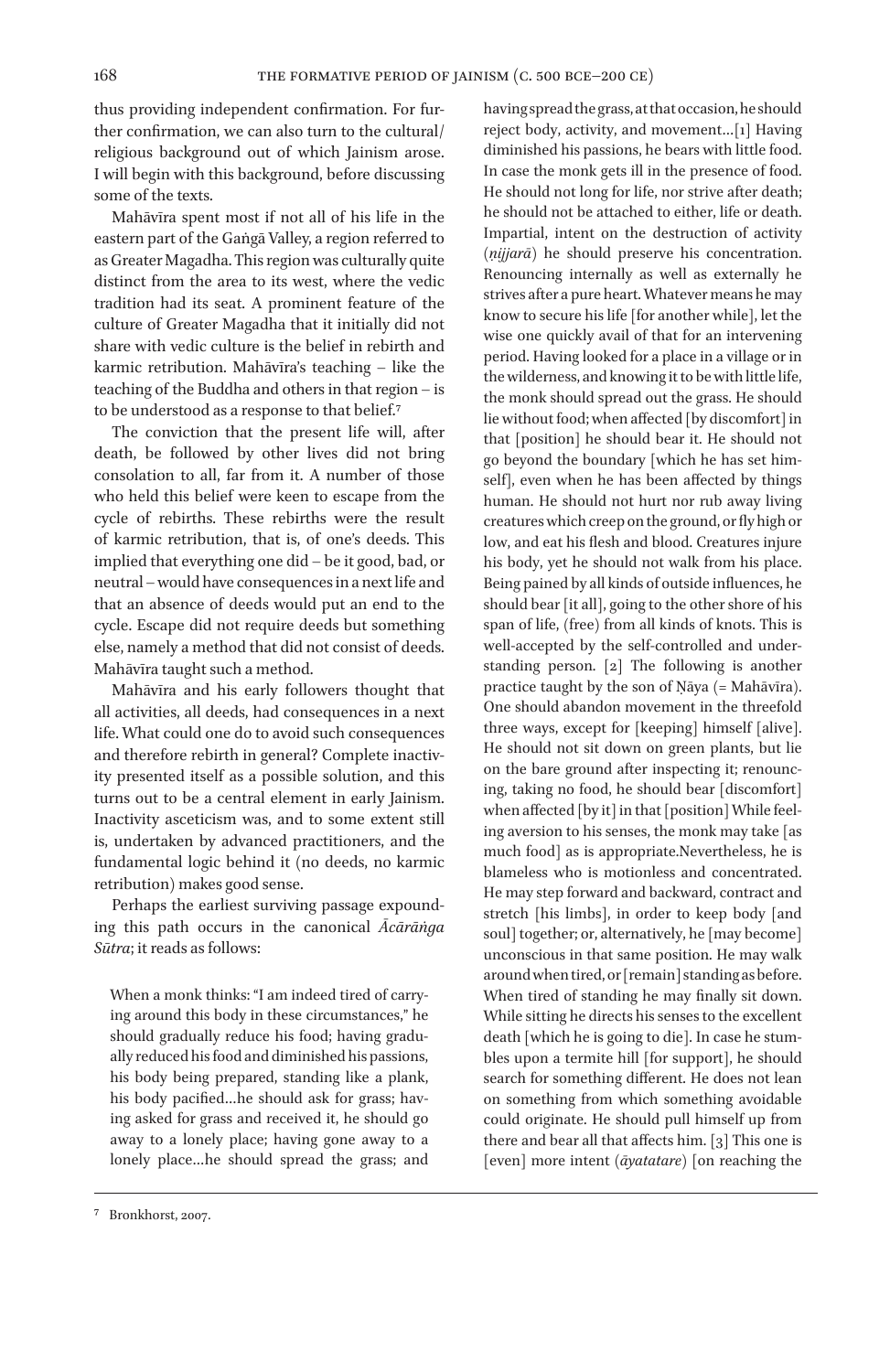thus providing independent confirmation. For further confirmation, we can also turn to the cultural/religious background out of which Jainism arose. I will begin with this background, before discussing some of the texts.

Mahāvīra spent most if not all of his life in the eastern part of the Gaṅgā Valley, a region referred to as Greater Magadha. This region was culturally quite distinct from the area to its west, where the vedic tradition had its seat. A prominent feature of the culture of Greater Magadha that it initially did not share with vedic culture is the belief in rebirth and karmic retribution. Mahāvīra's teaching – like the teaching of the Buddha and others in that region – is to be understood as a response to that belief.[7]

The conviction that the present life will, after death, be followed by other lives did not bring consolation to all, far from it. A number of those who held this belief were keen to escape from the cycle of rebirths. These rebirths were the result of karmic retribution, that is, of one's deeds. This implied that everything one did – be it good, bad, or neutral – would have consequences in a next life and that an absence of deeds would put an end to the cycle. Escape did not require deeds but something else, namely a method that did not consist of deeds. Mahāvīra taught such a method.

Mahāvīra and his early followers thought that all activities, all deeds, had consequences in a next life. What could one do to avoid such consequences and therefore rebirth in general? Complete inactivity presented itself as a possible solution, and this turns out to be a central element in early Jainism. Inactivity asceticism was, and to some extent still is, undertaken by advanced practitioners, and the fundamental logic behind it (no deeds, no karmic retribution) makes good sense.

Perhaps the earliest surviving passage expounding this path occurs in the canonical *Ācārāṅga Sūtra*; it reads as follows:

> When a monk thinks: "I am indeed tired of carrying around this body in these circumstances," he should gradually reduce his food; having gradually reduced his food and diminished his passions, his body being prepared, standing like a plank, his body pacified…he should ask for grass; having asked for grass and received it, he should go away to a lonely place; having gone away to a lonely place…he should spread the grass; and having spread the grass, at that occasion, he should reject body, activity, and movement…[1] Having diminished his passions, he bears with little food. In case the monk gets ill in the presence of food. He should not long for life, nor strive after death; he should not be attached to either, life or death. Impartial, intent on the destruction of activity (*ṇijjarā*) he should preserve his concentration. Renouncing internally as well as externally he strives after a pure heart. Whatever means he may know to secure his life [for another while], let the wise one quickly avail of that for an intervening period. Having looked for a place in a village or in the wilderness, and knowing it to be with little life, the monk should spread out the grass. He should lie without food; when affected [by discomfort] in that [position] he should bear it. He should not go beyond the boundary [which he has set himself], even when he has been affected by things human. He should not hurt nor rub away living creatures which creep on the ground, or fly high or low, and eat his flesh and blood. Creatures injure his body, yet he should not walk from his place. Being pained by all kinds of outside influences, he should bear [it all], going to the other shore of his span of life, (free) from all kinds of knots. This is well-accepted by the self-controlled and understanding person. [2] The following is another practice taught by the son of Ṇāya (= Mahāvīra). One should abandon movement in the threefold three ways, except for [keeping] himself [alive]. He should not sit down on green plants, but lie on the bare ground after inspecting it; renouncing, taking no food, he should bear [discomfort] when affected [by it] in that [position] While feeling aversion to his senses, the monk may take [as much food] as is appropriate.Nevertheless, he is blameless who is motionless and concentrated. He may step forward and backward, contract and stretch [his limbs], in order to keep body [and soul] together; or, alternatively, he [may become] unconscious in that same position. He may walk around when tired, or [remain] standing as before. When tired of standing he may finally sit down. While sitting he directs his senses to the excellent death [which he is going to die]. In case he stumbles upon a termite hill [for support], he should search for something different. He does not lean on something from which something avoidable could originate. He should pull himself up from there and bear all that affects him. [3] This one is [even] more intent (*āyatatare*) [on reaching the

---

[7] Bronkhorst, 2007.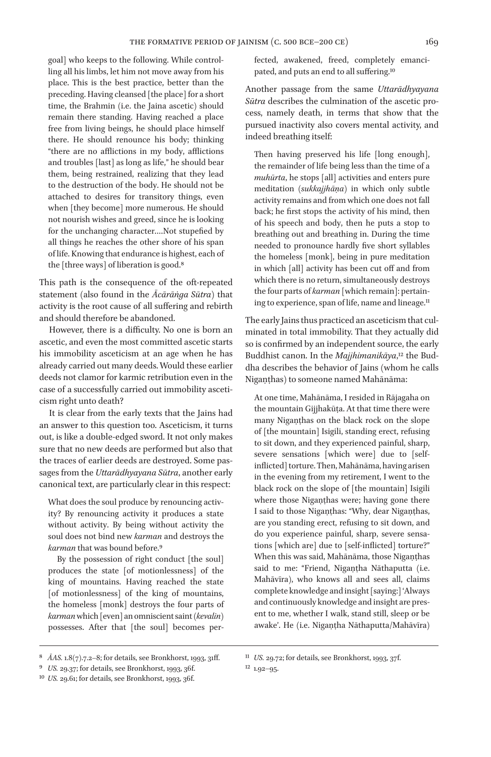goal] who keeps to the following. While controlling all his limbs, let him not move away from his place. This is the best practice, better than the preceding. Having cleansed [the place] for a short time, the Brahmin (i.e. the Jaina ascetic) should remain there standing. Having reached a place free from living beings, he should place himself there. He should renounce his body; thinking "there are no afflictions in my body, afflictions and troubles [last] as long as life," he should bear them, being restrained, realizing that they lead to the destruction of the body. He should not be attached to desires for transitory things, even when [they become] more numerous. He should not nourish wishes and greed, since he is looking for the unchanging character.…Not stupefied by all things he reaches the other shore of his span of life. Knowing that endurance is highest, each of the [three ways] of liberation is good.[8]

This path is the consequence of the oft-repeated statement (also found in the *Ācārāṅga Sūtra*) that activity is the root cause of all suffering and rebirth and should therefore be abandoned.

However, there is a difficulty. No one is born an ascetic, and even the most committed ascetic starts his immobility asceticism at an age when he has already carried out many deeds. Would these earlier deeds not clamor for karmic retribution even in the case of a successfully carried out immobility asceticism right unto death?

It is clear from the early texts that the Jains had an answer to this question too. Asceticism, it turns out, is like a double-edged sword. It not only makes sure that no new deeds are performed but also that the traces of earlier deeds are destroyed. Some passages from the *Uttarādhyayana Sūtra*, another early canonical text, are particularly clear in this respect:

> What does the soul produce by renouncing activity? By renouncing activity it produces a state without activity. By being without activity the soul does not bind new *karman* and destroys the *karman* that was bound before.[9]
>
> By the possession of right conduct [the soul] produces the state [of motionlessness] of the king of mountains. Having reached the state [of motionlessness] of the king of mountains, the homeless [monk] destroys the four parts of *karman* which [even] an omniscient saint (*kevalin*) possesses. After that [the soul] becomes perfected, awakened, freed, completely emancipated, and puts an end to all suffering.[10]

Another passage from the same *Uttarādhyayana Sūtra* describes the culmination of the ascetic process, namely death, in terms that show that the pursued inactivity also covers mental activity, and indeed breathing itself:

> Then having preserved his life [long enough], the remainder of life being less than the time of a *muhūrta*, he stops [all] activities and enters pure meditation (*sukkajjhāṇa*) in which only subtle activity remains and from which one does not fall back; he first stops the activity of his mind, then of his speech and body, then he puts a stop to breathing out and breathing in. During the time needed to pronounce hardly five short syllables the homeless [monk], being in pure meditation in which [all] activity has been cut off and from which there is no return, simultaneously destroys the four parts of *karman* [which remain]: pertaining to experience, span of life, name and lineage.[11]

The early Jains thus practiced an asceticism that culminated in total immobility. That they actually did so is confirmed by an independent source, the early Buddhist canon. In the *Majjhimanikāya*,[12] the Buddha describes the behavior of Jains (whom he calls Nigaṇṭhas) to someone named Mahānāma:

> At one time, Mahānāma, I resided in Rājagaha on the mountain Gijjhakūṭa. At that time there were many Nigaṇṭhas on the black rock on the slope of [the mountain] Isigili, standing erect, refusing to sit down, and they experienced painful, sharp, severe sensations [which were] due to [self-inflicted] torture. Then, Mahānāma, having arisen in the evening from my retirement, I went to the black rock on the slope of [the mountain] Isigili where those Nigaṇṭhas were; having gone there I said to those Nigaṇṭhas: "Why, dear Nigaṇṭhas, are you standing erect, refusing to sit down, and do you experience painful, sharp, severe sensations [which are] due to [self-inflicted] torture?" When this was said, Mahānāma, those Nigaṇṭhas said to me: "Friend, Nigaṇṭha Nāthaputta (i.e. Mahāvīra), who knows all and sees all, claims complete knowledge and insight [saying:] 'Always and continuously knowledge and insight are present to me, whether I walk, stand still, sleep or be awake'. He (i.e. Nigaṇṭha Nāthaputta/Mahāvīra)

---

[8] *ĀAS.* 1.8(7).7.2–8; for details, see Bronkhorst, 1993, 31ff.

[9] *US.* 29.37; for details, see Bronkhorst, 1993, 36f.

[10] *US.* 29.61; for details, see Bronkhorst, 1993, 36f.

[11] *US.* 29.72; for details, see Bronkhorst, 1993, 37f.

[12] 1.92–95.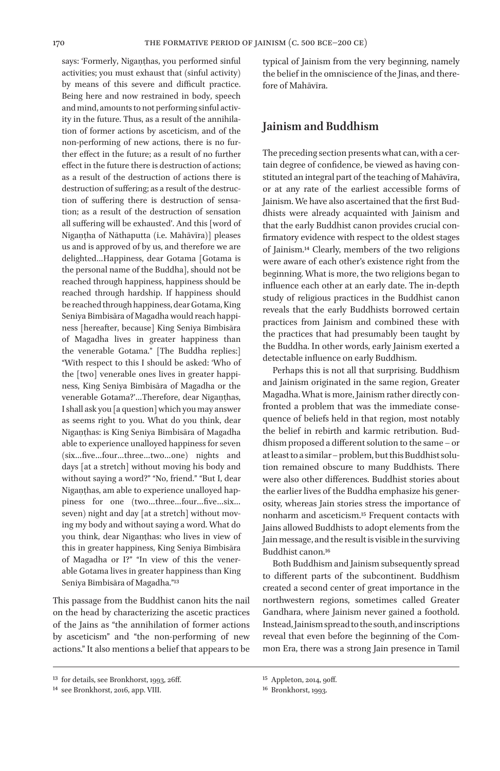says: 'Formerly, Nigaṇṭhas, you performed sinful activities; you must exhaust that (sinful activity) by means of this severe and difficult practice. Being here and now restrained in body, speech and mind, amounts to not performing sinful activity in the future. Thus, as a result of the annihilation of former actions by asceticism, and of the non-performing of new actions, there is no further effect in the future; as a result of no further effect in the future there is destruction of actions; as a result of the destruction of actions there is destruction of suffering; as a result of the destruction of suffering there is destruction of sensation; as a result of the destruction of sensation all suffering will be exhausted'. And this [word of Nigaṇṭha of Nāthaputta (i.e. Mahāvīra)] pleases us and is approved of by us, and therefore we are delighted…Happiness, dear Gotama [Gotama is the personal name of the Buddha], should not be reached through happiness, happiness should be reached through hardship. If happiness should be reached through happiness, dear Gotama, King Seniya Bimbisāra of Magadha would reach happiness [hereafter, because] King Seniya Bimbisāra of Magadha lives in greater happiness than the venerable Gotama." [The Buddha replies:] "With respect to this I should be asked: 'Who of the [two] venerable ones lives in greater happiness, King Seniya Bimbisāra of Magadha or the venerable Gotama?'…Therefore, dear Nigaṇṭhas, I shall ask you [a question] which you may answer as seems right to you. What do you think, dear Nigaṇṭhas: is King Seniya Bimbisāra of Magadha able to experience unalloyed happiness for seven (six…five…four…three…two…one) nights and days [at a stretch] without moving his body and without saying a word?" "No, friend." "But I, dear Nigaṇṭhas, am able to experience unalloyed happiness for one (two…three…four…five…six…seven) night and day [at a stretch] without moving my body and without saying a word. What do you think, dear Nigaṇṭhas: who lives in view of this in greater happiness, King Seniya Bimbisāra of Magadha or I?" "In view of this the venerable Gotama lives in greater happiness than King Seniya Bimbisāra of Magadha."[13]

This passage from the Buddhist canon hits the nail on the head by characterizing the ascetic practices of the Jains as "the annihilation of former actions by asceticism" and "the non-performing of new actions." It also mentions a belief that appears to be typical of Jainism from the very beginning, namely the belief in the omniscience of the Jinas, and therefore of Mahāvīra.

## Jainism and Buddhism

The preceding section presents what can, with a certain degree of confidence, be viewed as having constituted an integral part of the teaching of Mahāvīra, or at any rate of the earliest accessible forms of Jainism. We have also ascertained that the first Buddhists were already acquainted with Jainism and that the early Buddhist canon provides crucial confirmatory evidence with respect to the oldest stages of Jainism.[14] Clearly, members of the two religions were aware of each other's existence right from the beginning. What is more, the two religions began to influence each other at an early date. The in-depth study of religious practices in the Buddhist canon reveals that the early Buddhists borrowed certain practices from Jainism and combined these with the practices that had presumably been taught by the Buddha. In other words, early Jainism exerted a detectable influence on early Buddhism.

Perhaps this is not all that surprising. Buddhism and Jainism originated in the same region, Greater Magadha. What is more, Jainism rather directly confronted a problem that was the immediate consequence of beliefs held in that region, most notably the belief in rebirth and karmic retribution. Buddhism proposed a different solution to the same – or at least to a similar – problem, but this Buddhist solution remained obscure to many Buddhists. There were also other differences. Buddhist stories about the earlier lives of the Buddha emphasize his generosity, whereas Jain stories stress the importance of nonharm and asceticism.[15] Frequent contacts with Jains allowed Buddhists to adopt elements from the Jain message, and the result is visible in the surviving Buddhist canon.[16]

Both Buddhism and Jainism subsequently spread to different parts of the subcontinent. Buddhism created a second center of great importance in the northwestern regions, sometimes called Greater Gandhara, where Jainism never gained a foothold. Instead, Jainism spread to the south, and inscriptions reveal that even before the beginning of the Common Era, there was a strong Jain presence in Tamil

[13] for details, see Bronkhorst, 1993, 26ff.

[14] see Bronkhorst, 2016, app. VIII.

[15] Appleton, 2014, 90ff.

[16] Bronkhorst, 1993.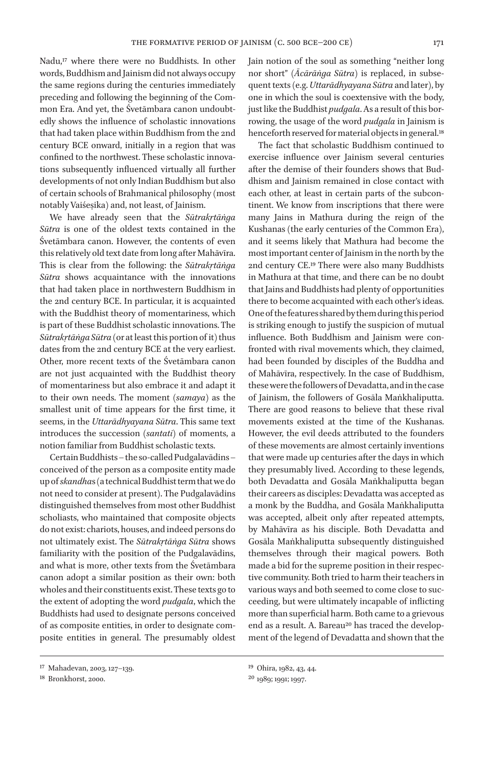Nadu,[17] where there were no Buddhists. In other words, Buddhism and Jainism did not always occupy the same regions during the centuries immediately preceding and following the beginning of the Common Era. And yet, the Śvetāmbara canon undoubtedly shows the influence of scholastic innovations that had taken place within Buddhism from the 2nd century BCE onward, initially in a region that was confined to the northwest. These scholastic innovations subsequently influenced virtually all further developments of not only Indian Buddhism but also of certain schools of Brahmanical philosophy (most notably Vaiśeṣika) and, not least, of Jainism.

We have already seen that the *Sūtrakṛtāṅga Sūtra* is one of the oldest texts contained in the Śvetāmbara canon. However, the contents of even this relatively old text date from long after Mahāvīra. This is clear from the following: the *Sūtrakṛtāṅga Sūtra* shows acquaintance with the innovations that had taken place in northwestern Buddhism in the 2nd century BCE. In particular, it is acquainted with the Buddhist theory of momentariness, which is part of these Buddhist scholastic innovations. The *Sūtrakṛtāṅga Sūtra* (or at least this portion of it) thus dates from the 2nd century BCE at the very earliest. Other, more recent texts of the Śvetāmbara canon are not just acquainted with the Buddhist theory of momentariness but also embrace it and adapt it to their own needs. The moment (*samaya*) as the smallest unit of time appears for the first time, it seems, in the *Uttarādhyayana Sūtra*. This same text introduces the succession (*santati*) of moments, a notion familiar from Buddhist scholastic texts.

Certain Buddhists – the so-called Pudgalavādins – conceived of the person as a composite entity made up of *skandha*s (a technical Buddhist term that we do not need to consider at present). The Pudgalavādins distinguished themselves from most other Buddhist scholiasts, who maintained that composite objects do not exist: chariots, houses, and indeed persons do not ultimately exist. The *Sūtrakṛtāṅga Sūtra* shows familiarity with the position of the Pudgalavādins, and what is more, other texts from the Śvetāmbara canon adopt a similar position as their own: both wholes and their constituents exist. These texts go to the extent of adopting the word *pudgala*, which the Buddhists had used to designate persons conceived of as composite entities, in order to designate composite entities in general. The presumably oldest Jain notion of the soul as something "neither long nor short" (*Ācārāṅga Sūtra*) is replaced, in subsequent texts (e.g. *Uttarādhyayana Sūtra* and later), by one in which the soul is coextensive with the body, just like the Buddhist *pudgala*. As a result of this borrowing, the usage of the word *pudgala* in Jainism is henceforth reserved for material objects in general.[18]

The fact that scholastic Buddhism continued to exercise influence over Jainism several centuries after the demise of their founders shows that Buddhism and Jainism remained in close contact with each other, at least in certain parts of the subcontinent. We know from inscriptions that there were many Jains in Mathura during the reign of the Kushanas (the early centuries of the Common Era), and it seems likely that Mathura had become the most important center of Jainism in the north by the 2nd century CE.[19] There were also many Buddhists in Mathura at that time, and there can be no doubt that Jains and Buddhists had plenty of opportunities there to become acquainted with each other's ideas. One of the features shared by them during this period is striking enough to justify the suspicion of mutual influence. Both Buddhism and Jainism were confronted with rival movements which, they claimed, had been founded by disciples of the Buddha and of Mahāvīra, respectively. In the case of Buddhism, these were the followers of Devadatta, and in the case of Jainism, the followers of Gosāla Maṅkhaliputta. There are good reasons to believe that these rival movements existed at the time of the Kushanas. However, the evil deeds attributed to the founders of these movements are almost certainly inventions that were made up centuries after the days in which they presumably lived. According to these legends, both Devadatta and Gosāla Maṅkhaliputta began their careers as disciples: Devadatta was accepted as a monk by the Buddha, and Gosāla Maṅkhaliputta was accepted, albeit only after repeated attempts, by Mahāvīra as his disciple. Both Devadatta and Gosāla Maṅkhaliputta subsequently distinguished themselves through their magical powers. Both made a bid for the supreme position in their respective community. Both tried to harm their teachers in various ways and both seemed to come close to succeeding, but were ultimately incapable of inflicting more than superficial harm. Both came to a grievous end as a result. A. Bareau[20] has traced the development of the legend of Devadatta and shown that the

---

[17] Mahadevan, 2003, 127–139.

[18] Bronkhorst, 2000.

[19] Ohira, 1982, 43, 44.

[20] 1989; 1991; 1997.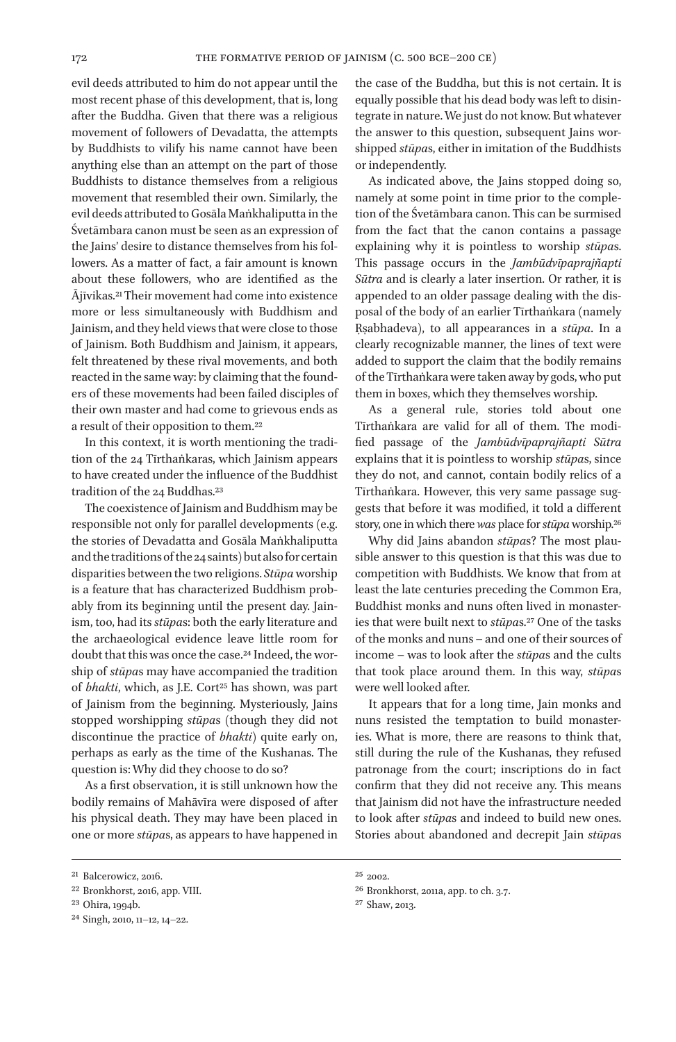evil deeds attributed to him do not appear until the most recent phase of this development, that is, long after the Buddha. Given that there was a religious movement of followers of Devadatta, the attempts by Buddhists to vilify his name cannot have been anything else than an attempt on the part of those Buddhists to distance themselves from a religious movement that resembled their own. Similarly, the evil deeds attributed to Gosāla Maṅkhaliputta in the Śvetāmbara canon must be seen as an expression of the Jains' desire to distance themselves from his followers. As a matter of fact, a fair amount is known about these followers, who are identified as the Ājīvikas.[21] Their movement had come into existence more or less simultaneously with Buddhism and Jainism, and they held views that were close to those of Jainism. Both Buddhism and Jainism, it appears, felt threatened by these rival movements, and both reacted in the same way: by claiming that the founders of these movements had been failed disciples of their own master and had come to grievous ends as a result of their opposition to them.[22]

In this context, it is worth mentioning the tradition of the 24 Tīrthaṅkaras, which Jainism appears to have created under the influence of the Buddhist tradition of the 24 Buddhas.[23]

The coexistence of Jainism and Buddhism may be responsible not only for parallel developments (e.g. the stories of Devadatta and Gosāla Maṅkhaliputta and the traditions of the 24 saints) but also for certain disparities between the two religions. *Stūpa* worship is a feature that has characterized Buddhism probably from its beginning until the present day. Jainism, too, had its *stūpa*s: both the early literature and the archaeological evidence leave little room for doubt that this was once the case.[24] Indeed, the worship of *stūpa*s may have accompanied the tradition of *bhakti*, which, as J.E. Cort[25] has shown, was part of Jainism from the beginning. Mysteriously, Jains stopped worshipping *stūpa*s (though they did not discontinue the practice of *bhakti*) quite early on, perhaps as early as the time of the Kushanas. The question is: Why did they choose to do so?

As a first observation, it is still unknown how the bodily remains of Mahāvīra were disposed of after his physical death. They may have been placed in one or more *stūpa*s, as appears to have happened in the case of the Buddha, but this is not certain. It is equally possible that his dead body was left to disintegrate in nature. We just do not know. But whatever the answer to this question, subsequent Jains worshipped *stūpa*s, either in imitation of the Buddhists or independently.

As indicated above, the Jains stopped doing so, namely at some point in time prior to the completion of the Śvetāmbara canon. This can be surmised from the fact that the canon contains a passage explaining why it is pointless to worship *stūpa*s. This passage occurs in the *Jambūdvīpaprajñapti Sūtra* and is clearly a later insertion. Or rather, it is appended to an older passage dealing with the disposal of the body of an earlier Tīrthaṅkara (namely Ṛṣabhadeva), to all appearances in a *stūpa*. In a clearly recognizable manner, the lines of text were added to support the claim that the bodily remains of the Tīrthaṅkara were taken away by gods, who put them in boxes, which they themselves worship.

As a general rule, stories told about one Tīrthaṅkara are valid for all of them. The modified passage of the *Jambūdvīpaprajñapti Sūtra* explains that it is pointless to worship *stūpa*s, since they do not, and cannot, contain bodily relics of a Tīrthaṅkara. However, this very same passage suggests that before it was modified, it told a different story, one in which there *was* place for *stūpa* worship.[26]

Why did Jains abandon *stūpa*s? The most plausible answer to this question is that this was due to competition with Buddhists. We know that from at least the late centuries preceding the Common Era, Buddhist monks and nuns often lived in monasteries that were built next to *stūpa*s.[27] One of the tasks of the monks and nuns – and one of their sources of income – was to look after the *stūpa*s and the cults that took place around them. In this way, *stūpa*s were well looked after.

It appears that for a long time, Jain monks and nuns resisted the temptation to build monasteries. What is more, there are reasons to think that, still during the rule of the Kushanas, they refused patronage from the court; inscriptions do in fact confirm that they did not receive any. This means that Jainism did not have the infrastructure needed to look after *stūpa*s and indeed to build new ones. Stories about abandoned and decrepit Jain *stūpa*s

---

[21] Balcerowicz, 2016.

[22] Bronkhorst, 2016, app. VIII.

[23] Ohira, 1994b.

[24] Singh, 2010, 11–12, 14–22.

[25] 2002.

[26] Bronkhorst, 2011a, app. to ch. 3.7.

[27] Shaw, 2013.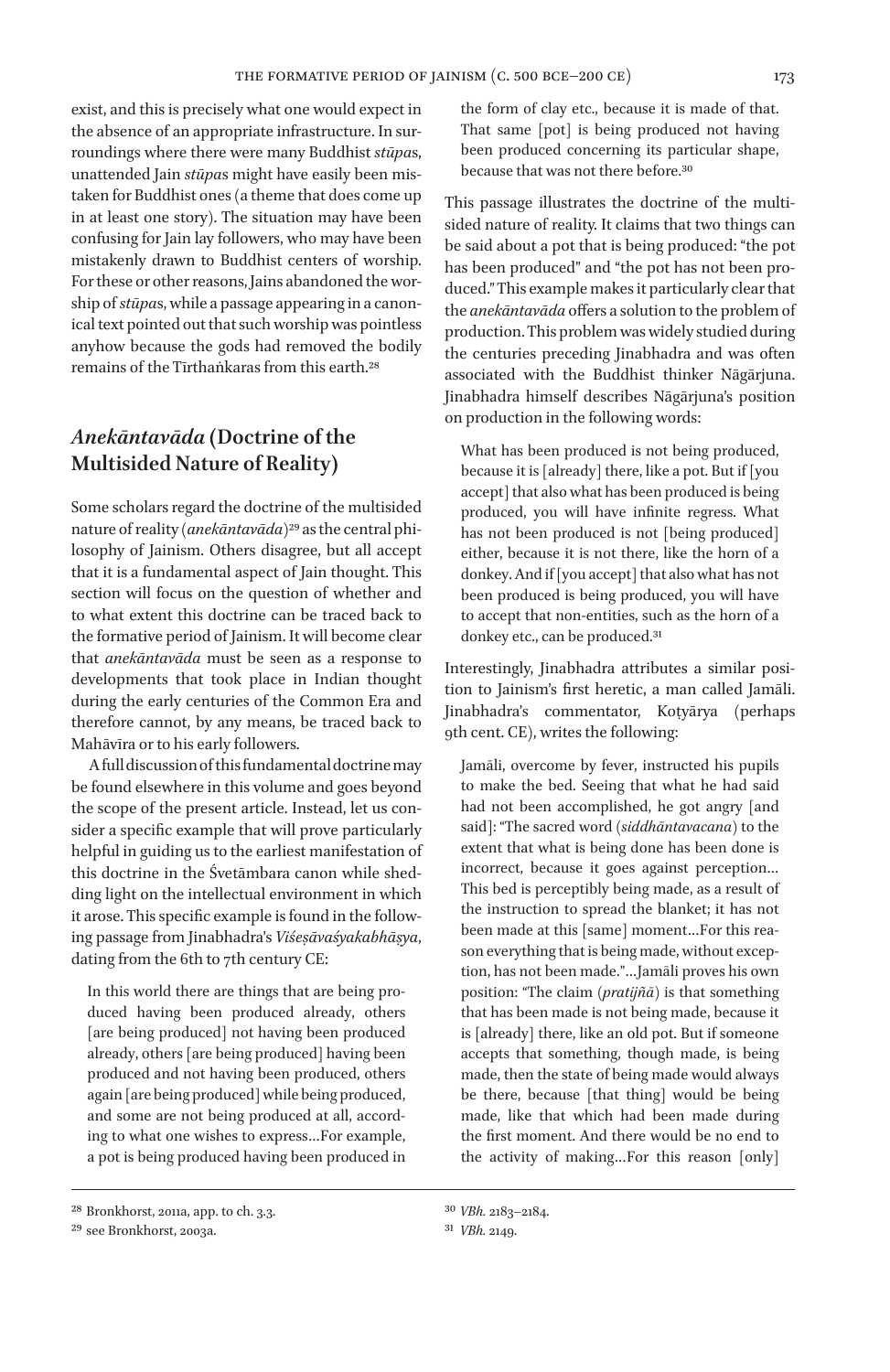exist, and this is precisely what one would expect in the absence of an appropriate infrastructure. In surroundings where there were many Buddhist *stūpa*s, unattended Jain *stūpa*s might have easily been mistaken for Buddhist ones (a theme that does come up in at least one story). The situation may have been confusing for Jain lay followers, who may have been mistakenly drawn to Buddhist centers of worship. For these or other reasons, Jains abandoned the worship of *stūpa*s, while a passage appearing in a canonical text pointed out that such worship was pointless anyhow because the gods had removed the bodily remains of the Tīrthaṅkaras from this earth.[28]

## *Anekāntavāda* (Doctrine of the Multisided Nature of Reality)

Some scholars regard the doctrine of the multisided nature of reality (*anekāntavāda*)[29] as the central philosophy of Jainism. Others disagree, but all accept that it is a fundamental aspect of Jain thought. This section will focus on the question of whether and to what extent this doctrine can be traced back to the formative period of Jainism. It will become clear that *anekāntavāda* must be seen as a response to developments that took place in Indian thought during the early centuries of the Common Era and therefore cannot, by any means, be traced back to Mahāvīra or to his early followers.

A full discussion of this fundamental doctrine may be found elsewhere in this volume and goes beyond the scope of the present article. Instead, let us consider a specific example that will prove particularly helpful in guiding us to the earliest manifestation of this doctrine in the Śvetāmbara canon while shedding light on the intellectual environment in which it arose. This specific example is found in the following passage from Jinabhadra's *Viśeṣāvaśyakabhāṣya*, dating from the 6th to 7th century CE:

> In this world there are things that are being produced having been produced already, others [are being produced] not having been produced already, others [are being produced] having been produced and not having been produced, others again [are being produced] while being produced, and some are not being produced at all, according to what one wishes to express…For example, a pot is being produced having been produced in the form of clay etc., because it is made of that. That same [pot] is being produced not having been produced concerning its particular shape, because that was not there before.[30]

This passage illustrates the doctrine of the multisided nature of reality. It claims that two things can be said about a pot that is being produced: "the pot has been produced" and "the pot has not been produced." This example makes it particularly clear that the *anekāntavāda* offers a solution to the problem of production. This problem was widely studied during the centuries preceding Jinabhadra and was often associated with the Buddhist thinker Nāgārjuna. Jinabhadra himself describes Nāgārjuna's position on production in the following words:

> What has been produced is not being produced, because it is [already] there, like a pot. But if [you accept] that also what has been produced is being produced, you will have infinite regress. What has not been produced is not [being produced] either, because it is not there, like the horn of a donkey. And if [you accept] that also what has not been produced is being produced, you will have to accept that non-entities, such as the horn of a donkey etc., can be produced.[31]

Interestingly, Jinabhadra attributes a similar position to Jainism's first heretic, a man called Jamāli. Jinabhadra's commentator, Koṭyārya (perhaps 9th cent. CE), writes the following:

> Jamāli, overcome by fever, instructed his pupils to make the bed. Seeing that what he had said had not been accomplished, he got angry [and said]: "The sacred word (*siddhāntavacana*) to the extent that what is being done has been done is incorrect, because it goes against perception… This bed is perceptibly being made, as a result of the instruction to spread the blanket; it has not been made at this [same] moment…For this reason everything that is being made, without exception, has not been made."…Jamāli proves his own position: "The claim (*pratijñā*) is that something that has been made is not being made, because it is [already] there, like an old pot. But if someone accepts that something, though made, is being made, then the state of being made would always be there, because [that thing] would be being made, like that which had been made during the first moment. And there would be no end to the activity of making…For this reason [only]

---

[28] Bronkhorst, 2011a, app. to ch. 3.3.

[29] see Bronkhorst, 2003a.

[30] *VBh.* 2183–2184.

[31] *VBh.* 2149.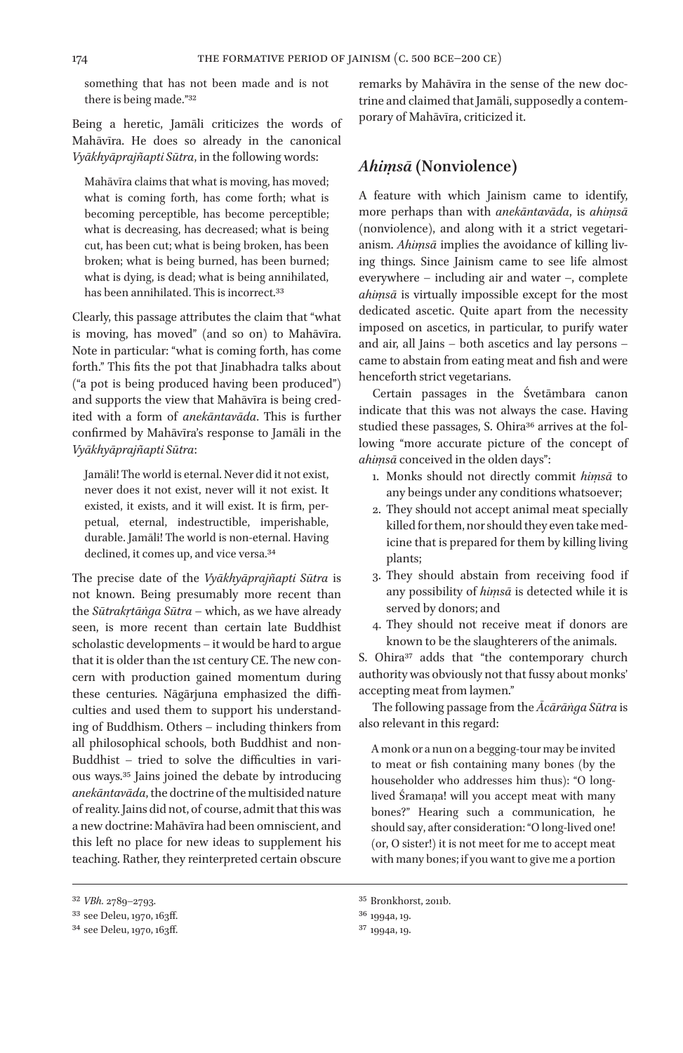something that has not been made and is not there is being made."[32]

Being a heretic, Jamāli criticizes the words of Mahāvīra. He does so already in the canonical *Vyākhyāprajñapti Sūtra*, in the following words:

> Mahāvīra claims that what is moving, has moved; what is coming forth, has come forth; what is becoming perceptible, has become perceptible; what is decreasing, has decreased; what is being cut, has been cut; what is being broken, has been broken; what is being burned, has been burned; what is dying, is dead; what is being annihilated, has been annihilated. This is incorrect.[33]

Clearly, this passage attributes the claim that "what is moving, has moved" (and so on) to Mahāvīra. Note in particular: "what is coming forth, has come forth." This fits the pot that Jinabhadra talks about ("a pot is being produced having been produced") and supports the view that Mahāvīra is being credited with a form of *anekāntavāda*. This is further confirmed by Mahāvīra's response to Jamāli in the *Vyākhyāprajñapti Sūtra*:

> Jamāli! The world is eternal. Never did it not exist, never does it not exist, never will it not exist. It existed, it exists, and it will exist. It is firm, perpetual, eternal, indestructible, imperishable, durable. Jamāli! The world is non-eternal. Having declined, it comes up, and vice versa.[34]

The precise date of the *Vyākhyāprajñapti Sūtra* is not known. Being presumably more recent than the *Sūtrakṛtāṅga Sūtra* – which, as we have already seen, is more recent than certain late Buddhist scholastic developments – it would be hard to argue that it is older than the 1st century CE. The new concern with production gained momentum during these centuries. Nāgārjuna emphasized the difficulties and used them to support his understanding of Buddhism. Others – including thinkers from all philosophical schools, both Buddhist and non-Buddhist – tried to solve the difficulties in various ways.[35] Jains joined the debate by introducing *anekāntavāda*, the doctrine of the multisided nature of reality. Jains did not, of course, admit that this was a new doctrine: Mahāvīra had been omniscient, and this left no place for new ideas to supplement his teaching. Rather, they reinterpreted certain obscure remarks by Mahāvīra in the sense of the new doctrine and claimed that Jamāli, supposedly a contemporary of Mahāvīra, criticized it.

## *Ahiṃsā* (Nonviolence)

A feature with which Jainism came to identify, more perhaps than with *anekāntavāda*, is *ahiṃsā* (nonviolence), and along with it a strict vegetarianism. *Ahiṃsā* implies the avoidance of killing living things. Since Jainism came to see life almost everywhere – including air and water –, complete *ahiṃsā* is virtually impossible except for the most dedicated ascetic. Quite apart from the necessity imposed on ascetics, in particular, to purify water and air, all Jains – both ascetics and lay persons – came to abstain from eating meat and fish and were henceforth strict vegetarians.

Certain passages in the Śvetāmbara canon indicate that this was not always the case. Having studied these passages, S. Ohira[36] arrives at the following "more accurate picture of the concept of *ahiṃsā* conceived in the olden days":

1. Monks should not directly commit *hiṃsā* to any beings under any conditions whatsoever;
2. They should not accept animal meat specially killed for them, nor should they even take medicine that is prepared for them by killing living plants;
3. They should abstain from receiving food if any possibility of *hiṃsā* is detected while it is served by donors; and
4. They should not receive meat if donors are known to be the slaughterers of the animals.

S. Ohira[37] adds that "the contemporary church authority was obviously not that fussy about monks' accepting meat from laymen."

The following passage from the *Ācārāṅga Sūtra* is also relevant in this regard:

> A monk or a nun on a begging-tour may be invited to meat or fish containing many bones (by the householder who addresses him thus): "O long-lived Śramaṇa! will you accept meat with many bones?" Hearing such a communication, he should say, after consideration: "O long-lived one! (or, O sister!) it is not meet for me to accept meat with many bones; if you want to give me a portion

---

[32] *VBh.* 2789–2793.

[33] see Deleu, 1970, 163ff.

[34] see Deleu, 1970, 163ff.

[35] Bronkhorst, 2011b.

[36] 1994a, 19.

[37] 1994a, 19.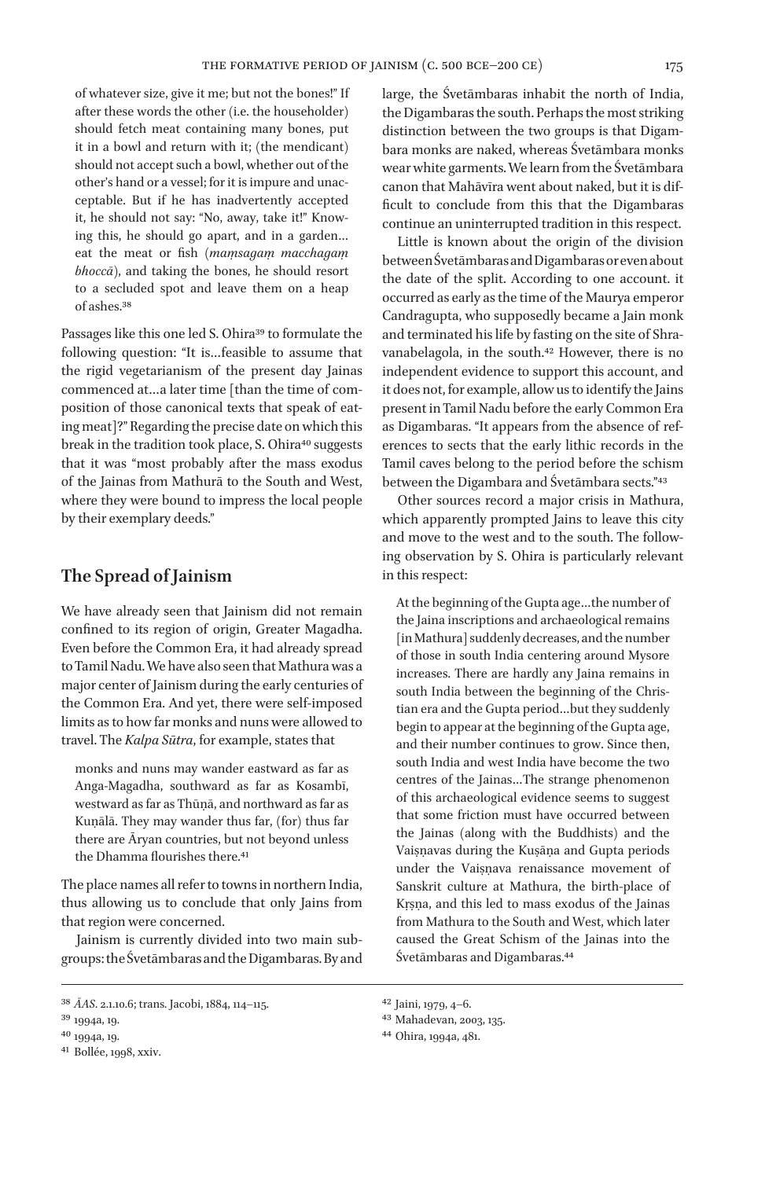of whatever size, give it me; but not the bones!" If after these words the other (i.e. the householder) should fetch meat containing many bones, put it in a bowl and return with it; (the mendicant) should not accept such a bowl, whether out of the other's hand or a vessel; for it is impure and unacceptable. But if he has inadvertently accepted it, he should not say: "No, away, take it!" Knowing this, he should go apart, and in a garden… eat the meat or fish (*maṃsagaṃ macchagaṃ bhoccā*), and taking the bones, he should resort to a secluded spot and leave them on a heap of ashes.[38]

Passages like this one led S. Ohira[39] to formulate the following question: "It is…feasible to assume that the rigid vegetarianism of the present day Jainas commenced at…a later time [than the time of composition of those canonical texts that speak of eating meat]?" Regarding the precise date on which this break in the tradition took place, S. Ohira[40] suggests that it was "most probably after the mass exodus of the Jainas from Mathurā to the South and West, where they were bound to impress the local people by their exemplary deeds."

## The Spread of Jainism

We have already seen that Jainism did not remain confined to its region of origin, Greater Magadha. Even before the Common Era, it had already spread to Tamil Nadu. We have also seen that Mathura was a major center of Jainism during the early centuries of the Common Era. And yet, there were self-imposed limits as to how far monks and nuns were allowed to travel. The *Kalpa Sūtra*, for example, states that

> monks and nuns may wander eastward as far as Anga-Magadha, southward as far as Kosambī, westward as far as Thūṇā, and northward as far as Kuṇālā. They may wander thus far, (for) thus far there are Āryan countries, but not beyond unless the Dhamma flourishes there.[41]

The place names all refer to towns in northern India, thus allowing us to conclude that only Jains from that region were concerned.

Jainism is currently divided into two main subgroups: the Śvetāmbaras and the Digambaras. By and large, the Śvetāmbaras inhabit the north of India, the Digambaras the south. Perhaps the most striking distinction between the two groups is that Digambara monks are naked, whereas Śvetāmbara monks wear white garments. We learn from the Śvetāmbara canon that Mahāvīra went about naked, but it is difficult to conclude from this that the Digambaras continue an uninterrupted tradition in this respect.

Little is known about the origin of the division between Śvetāmbaras and Digambaras or even about the date of the split. According to one account. it occurred as early as the time of the Maurya emperor Candragupta, who supposedly became a Jain monk and terminated his life by fasting on the site of Shravanabelagola, in the south.[42] However, there is no independent evidence to support this account, and it does not, for example, allow us to identify the Jains present in Tamil Nadu before the early Common Era as Digambaras. "It appears from the absence of references to sects that the early lithic records in the Tamil caves belong to the period before the schism between the Digambara and Śvetāmbara sects."[43]

Other sources record a major crisis in Mathura, which apparently prompted Jains to leave this city and move to the west and to the south. The following observation by S. Ohira is particularly relevant in this respect:

> At the beginning of the Gupta age…the number of the Jaina inscriptions and archaeological remains [in Mathura] suddenly decreases, and the number of those in south India centering around Mysore increases. There are hardly any Jaina remains in south India between the beginning of the Christian era and the Gupta period…but they suddenly begin to appear at the beginning of the Gupta age, and their number continues to grow. Since then, south India and west India have become the two centres of the Jainas…The strange phenomenon of this archaeological evidence seems to suggest that some friction must have occurred between the Jainas (along with the Buddhists) and the Vaiṣṇavas during the Kuṣāṇa and Gupta periods under the Vaiṣṇava renaissance movement of Sanskrit culture at Mathura, the birth-place of Kṛṣṇa, and this led to mass exodus of the Jainas from Mathura to the South and West, which later caused the Great Schism of the Jainas into the Śvetāmbaras and Digambaras.[44]

---

[38] *ĀAS*. 2.1.10.6; trans. Jacobi, 1884, 114–115.

[39] 1994a, 19.

[40] 1994a, 19.

[41] Bollée, 1998, xxiv.

[42] Jaini, 1979, 4–6.

[43] Mahadevan, 2003, 135.

[44] Ohira, 1994a, 481.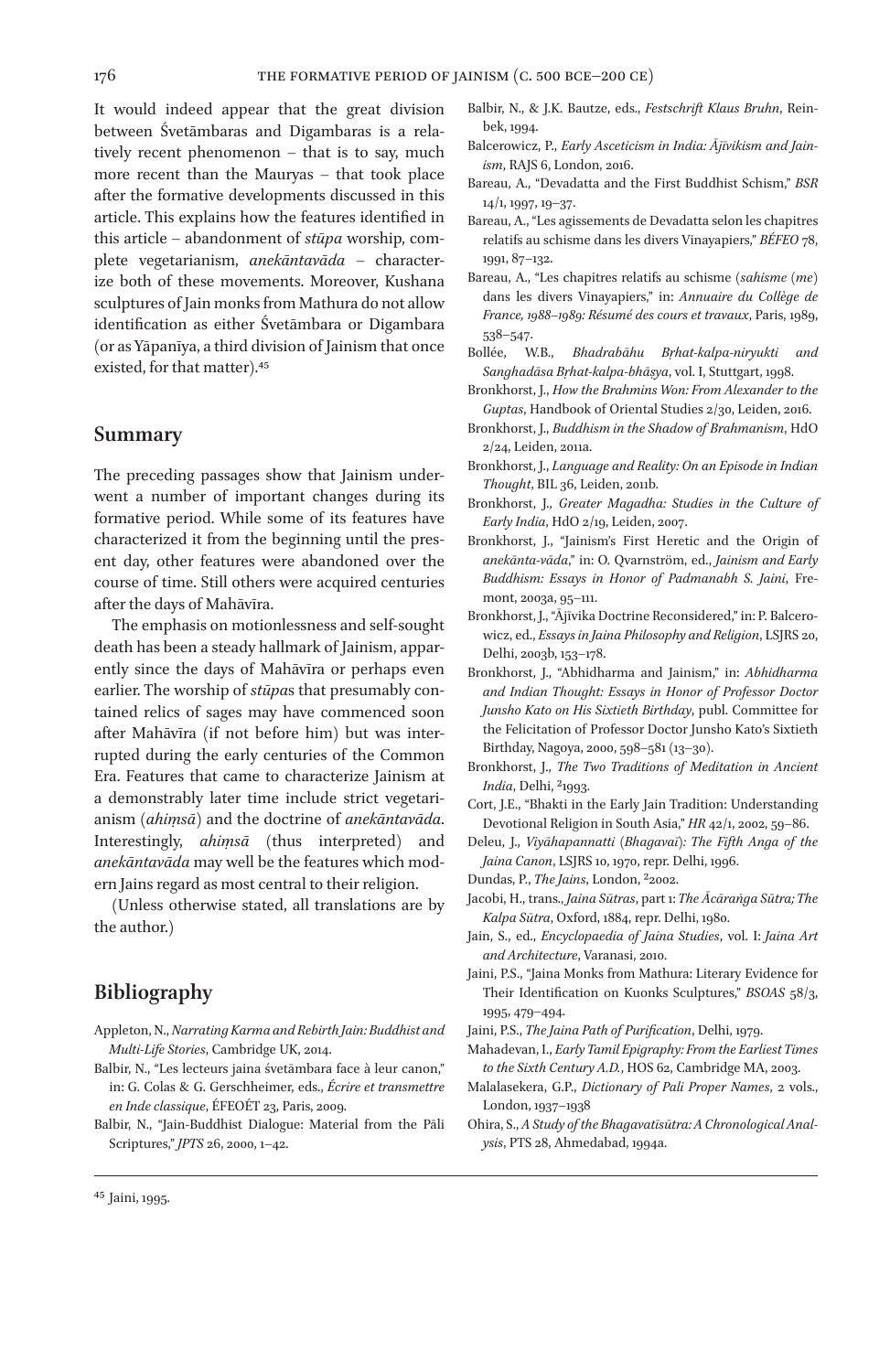It would indeed appear that the great division between Śvetāmbaras and Digambaras is a relatively recent phenomenon – that is to say, much more recent than the Mauryas – that took place after the formative developments discussed in this article. This explains how the features identified in this article – abandonment of *stūpa* worship, complete vegetarianism, *anekāntavāda* – characterize both of these movements. Moreover, Kushana sculptures of Jain monks from Mathura do not allow identification as either Śvetāmbara or Digambara (or as Yāpanīya, a third division of Jainism that once existed, for that matter).[45]

## Summary

The preceding passages show that Jainism underwent a number of important changes during its formative period. While some of its features have characterized it from the beginning until the present day, other features were abandoned over the course of time. Still others were acquired centuries after the days of Mahāvīra.

The emphasis on motionlessness and self-sought death has been a steady hallmark of Jainism, apparently since the days of Mahāvīra or perhaps even earlier. The worship of *stūpa*s that presumably contained relics of sages may have commenced soon after Mahāvīra (if not before him) but was interrupted during the early centuries of the Common Era. Features that came to characterize Jainism at a demonstrably later time include strict vegetarianism (*ahiṃsā*) and the doctrine of *anekāntavāda*. Interestingly, *ahiṃsā* (thus interpreted) and *anekāntavāda* may well be the features which modern Jains regard as most central to their religion.

(Unless otherwise stated, all translations are by the author.)

## Bibliography

Appleton, N., *Narrating Karma and Rebirth Jain: Buddhist and Multi-Life Stories*, Cambridge UK, 2014.

Balbir, N., "Les lecteurs jaina śvetāmbara face à leur canon," in: G. Colas & G. Gerschheimer, eds., *Écrire et transmettre en Inde classique*, ÉFEOÉT 23, Paris, 2009.

Balbir, N., "Jain-Buddhist Dialogue: Material from the Pāli Scriptures," *JPTS* 26, 2000, 1–42.

Balbir, N., & J.K. Bautze, eds., *Festschrift Klaus Bruhn*, Reinbek, 1994.

Balcerowicz, P., *Early Asceticism in India: Ājīvikism and Jainism*, RAJS 6, London, 2016.

Bareau, A., "Devadatta and the First Buddhist Schism," *BSR* 14/1, 1997, 19–37.

Bareau, A., "Les agissements de Devadatta selon les chapitres relatifs au schisme dans les divers Vinayapiṭaka," *BÉFEO* 78, 1991, 87–132.

Bareau, A., "Les chapitres relatifs au schisme (*sahisme* (*me*) dans les divers Vinayapiers," in: *Annuaire du Collège de France, 1988–1989: Résumé des cours et travaux*, Paris, 1989, 538–547.

Bollée, W.B., *Bhadrabāhu Bṛhat-kalpa-niryukti and Sanghadāsa Bṛhat-kalpa-bhāṣya*, vol. I, Stuttgart, 1998.

Bronkhorst, J., *How the Brahmins Won: From Alexander to the Guptas*, Handbook of Oriental Studies 2/30, Leiden, 2016.

Bronkhorst, J., *Buddhism in the Shadow of Brahmanism*, HdO 2/24, Leiden, 2011a.

Bronkhorst, J., *Language and Reality: On an Episode in Indian Thought*, BIL 36, Leiden, 2011b.

Bronkhorst, J., *Greater Magadha: Studies in the Culture of Early India*, HdO 2/19, Leiden, 2007.

Bronkhorst, J., "Jainism's First Heretic and the Origin of *anekānta-vāda*," in: O. Qvarnström, ed., *Jainism and Early Buddhism: Essays in Honor of Padmanabh S. Jaini*, Fremont, 2003a, 95–111.

Bronkhorst, J., "Ājīvika Doctrine Reconsidered," in: P. Balcerowicz, ed., *Essays in Jaina Philosophy and Religion*, LSJRS 20, Delhi, 2003b, 153–178.

Bronkhorst, J., "Abhidharma and Jainism," in: *Abhidharma and Indian Thought: Essays in Honor of Professor Doctor Junsho Kato on His Sixtieth Birthday*, publ. Committee for the Felicitation of Professor Doctor Junsho Kato's Sixtieth Birthday, Nagoya, 2000, 598–581 (13–30).

Bronkhorst, J., *The Two Traditions of Meditation in Ancient India*, Delhi, ²1993.

Cort, J.E., "Bhakti in the Early Jain Tradition: Understanding Devotional Religion in South Asia," *HR* 42/1, 2002, 59–86.

Deleu, J., *Viyāhapannatti* (*Bhagavaī*)*: The Fifth Anga of the Jaina Canon*, LSJRS 10, 1970, repr. Delhi, 1996.

Dundas, P., *The Jains*, London, ²2002.

Jacobi, H., trans., *Jaina Sūtras*, part 1: *The Ācāraṅga Sūtra; The Kalpa Sūtra*, Oxford, 1884, repr. Delhi, 1980.

Jain, S., ed., *Encyclopaedia of Jaina Studies*, vol. I: *Jaina Art and Architecture*, Varanasi, 2010.

Jaini, P.S., "Jaina Monks from Mathura: Literary Evidence for Their Identification on Kuonks Sculptures," *BSOAS* 58/3, 1995, 479–494.

Jaini, P.S., *The Jaina Path of Purification*, Delhi, 1979.

Mahadevan, I., *Early Tamil Epigraphy: From the Earliest Times to the Sixth Century A.D.*, HOS 62, Cambridge MA, 2003.

Malalasekera, G.P., *Dictionary of Pali Proper Names*, 2 vols., London, 1937–1938

Ohira, S., *A Study of the Bhagavatīsūtra: A Chronological Analysis*, PTS 28, Ahmedabad, 1994a.

---

45 Jaini, 1995.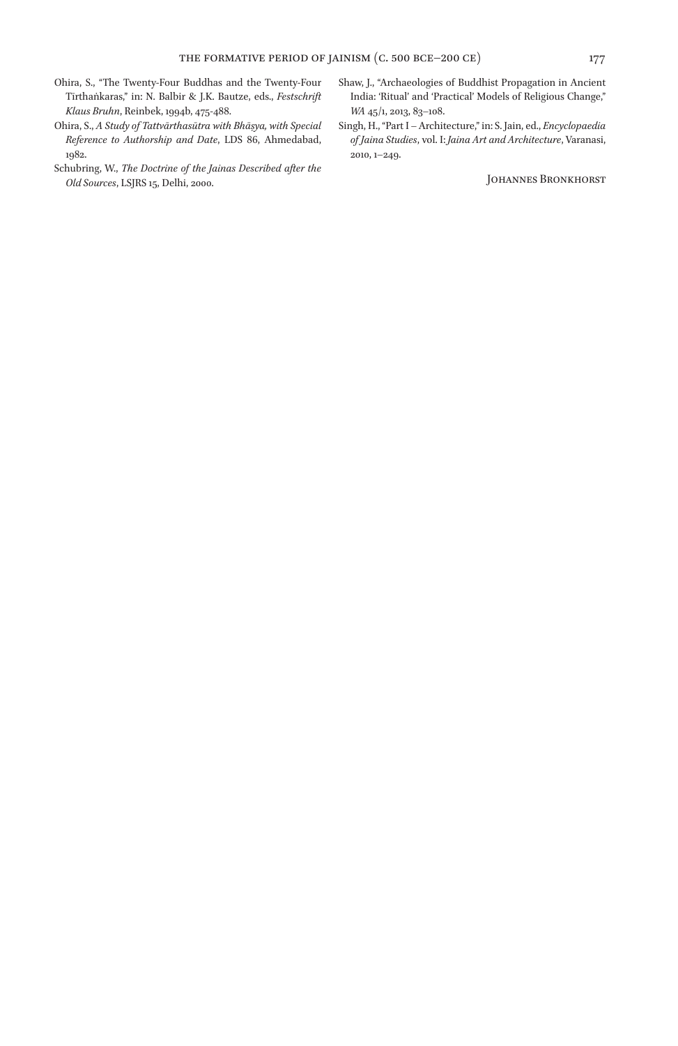Ohira, S., "The Twenty-Four Buddhas and the Twenty-Four Tīrthaṅkaras," in: N. Balbir & J.K. Bautze, eds., *Festschrift Klaus Bruhn*, Reinbek, 1994b, 475-488.

Ohira, S., *A Study of Tattvārthasūtra with Bhāṣya, with Special Reference to Authorship and Date*, LDS 86, Ahmedabad, 1982.

Schubring, W., *The Doctrine of the Jainas Described after the Old Sources*, LSJRS 15, Delhi, 2000.

Shaw, J., "Archaeologies of Buddhist Propagation in Ancient India: 'Ritual' and 'Practical' Models of Religious Change," *WA* 45/1, 2013, 83–108.

Singh, H., "Part I – Architecture," in: S. Jain, ed., *Encyclopaedia of Jaina Studies*, vol. I: *Jaina Art and Architecture*, Varanasi, 2010, 1–249.

Johannes Bronkhorst